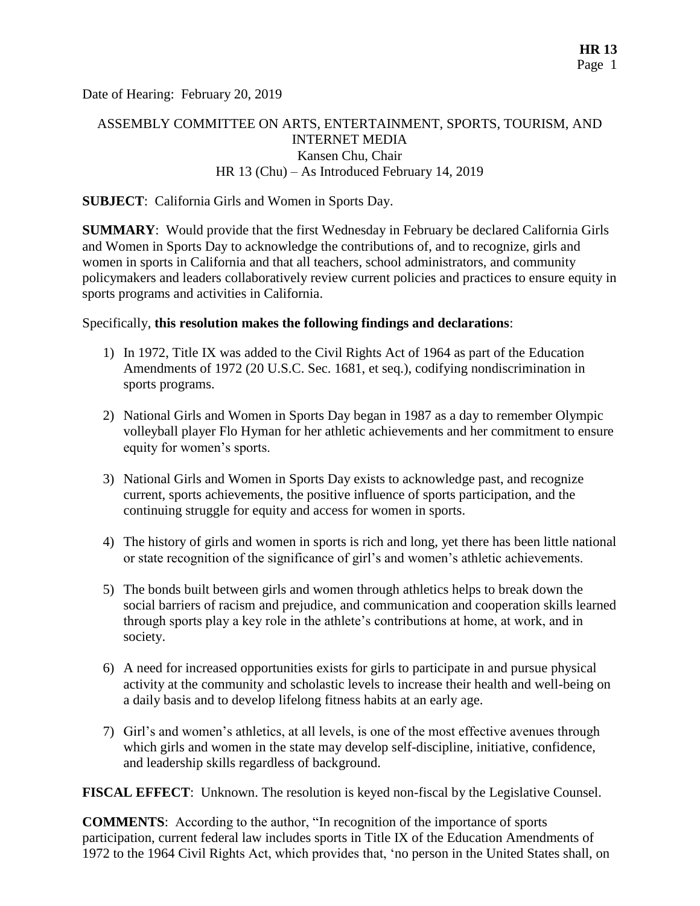Date of Hearing: February 20, 2019

ASSEMBLY COMMITTEE ON ARTS, ENTERTAINMENT, SPORTS, TOURISM, AND INTERNET MEDIA
Kansen Chu, Chair
HR 13 (Chu) – As Introduced February 14, 2019

**SUBJECT**: California Girls and Women in Sports Day.

**SUMMARY**: Would provide that the first Wednesday in February be declared California Girls and Women in Sports Day to acknowledge the contributions of, and to recognize, girls and women in sports in California and that all teachers, school administrators, and community policymakers and leaders collaboratively review current policies and practices to ensure equity in sports programs and activities in California.

Specifically, **this resolution makes the following findings and declarations**:

1) In 1972, Title IX was added to the Civil Rights Act of 1964 as part of the Education Amendments of 1972 (20 U.S.C. Sec. 1681, et seq.), codifying nondiscrimination in sports programs.

2) National Girls and Women in Sports Day began in 1987 as a day to remember Olympic volleyball player Flo Hyman for her athletic achievements and her commitment to ensure equity for women's sports.

3) National Girls and Women in Sports Day exists to acknowledge past, and recognize current, sports achievements, the positive influence of sports participation, and the continuing struggle for equity and access for women in sports.

4) The history of girls and women in sports is rich and long, yet there has been little national or state recognition of the significance of girl's and women's athletic achievements.

5) The bonds built between girls and women through athletics helps to break down the social barriers of racism and prejudice, and communication and cooperation skills learned through sports play a key role in the athlete's contributions at home, at work, and in society.

6) A need for increased opportunities exists for girls to participate in and pursue physical activity at the community and scholastic levels to increase their health and well-being on a daily basis and to develop lifelong fitness habits at an early age.

7) Girl's and women's athletics, at all levels, is one of the most effective avenues through which girls and women in the state may develop self-discipline, initiative, confidence, and leadership skills regardless of background.

**FISCAL EFFECT**: Unknown. The resolution is keyed non-fiscal by the Legislative Counsel.

**COMMENTS**: According to the author, "In recognition of the importance of sports participation, current federal law includes sports in Title IX of the Education Amendments of 1972 to the 1964 Civil Rights Act, which provides that, 'no person in the United States shall, on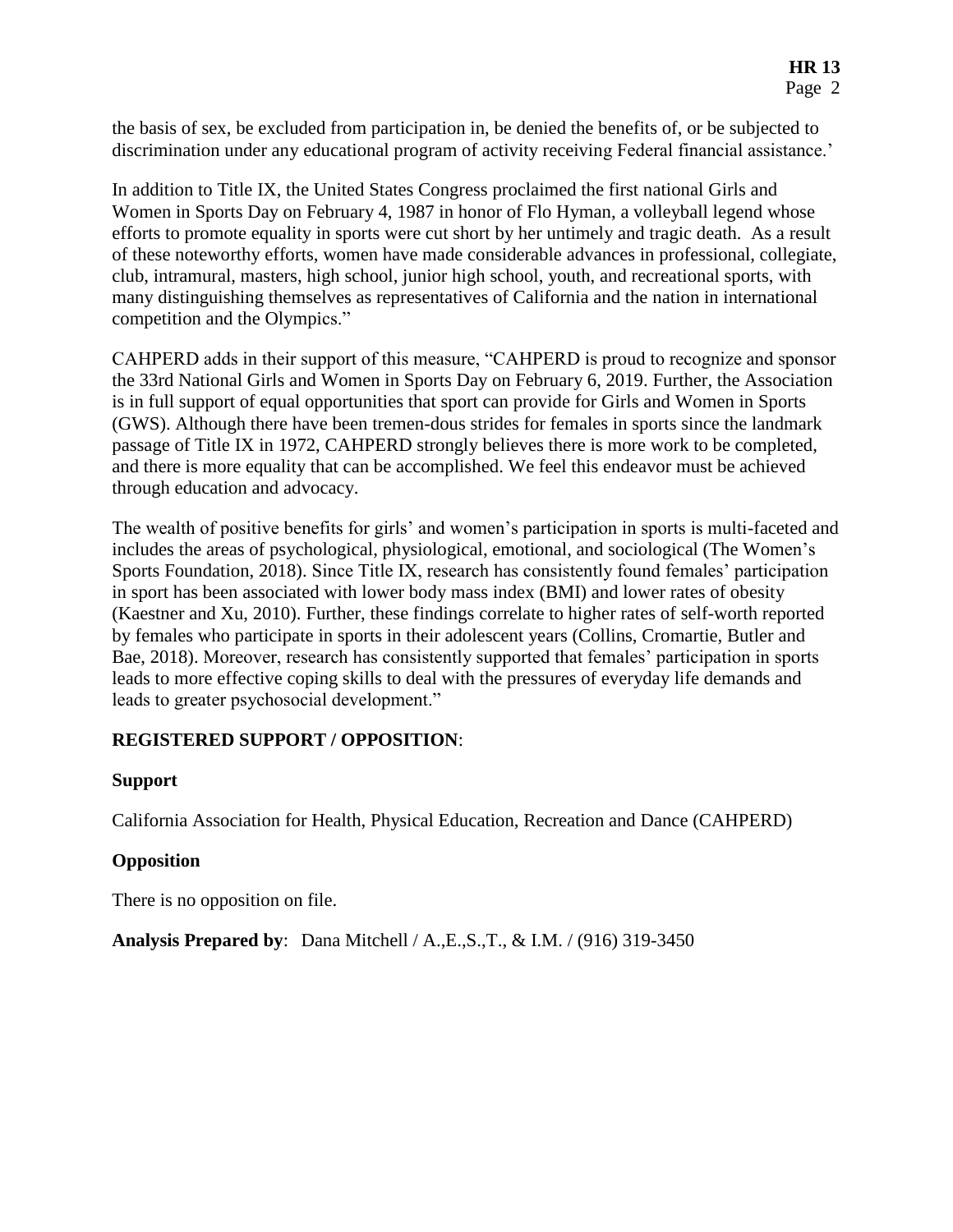the basis of sex, be excluded from participation in, be denied the benefits of, or be subjected to discrimination under any educational program of activity receiving Federal financial assistance.'

In addition to Title IX, the United States Congress proclaimed the first national Girls and Women in Sports Day on February 4, 1987 in honor of Flo Hyman, a volleyball legend whose efforts to promote equality in sports were cut short by her untimely and tragic death. As a result of these noteworthy efforts, women have made considerable advances in professional, collegiate, club, intramural, masters, high school, junior high school, youth, and recreational sports, with many distinguishing themselves as representatives of California and the nation in international competition and the Olympics."

CAHPERD adds in their support of this measure, "CAHPERD is proud to recognize and sponsor the 33rd National Girls and Women in Sports Day on February 6, 2019. Further, the Association is in full support of equal opportunities that sport can provide for Girls and Women in Sports (GWS). Although there have been tremen-dous strides for females in sports since the landmark passage of Title IX in 1972, CAHPERD strongly believes there is more work to be completed, and there is more equality that can be accomplished. We feel this endeavor must be achieved through education and advocacy.

The wealth of positive benefits for girls' and women's participation in sports is multi-faceted and includes the areas of psychological, physiological, emotional, and sociological (The Women's Sports Foundation, 2018). Since Title IX, research has consistently found females' participation in sport has been associated with lower body mass index (BMI) and lower rates of obesity (Kaestner and Xu, 2010). Further, these findings correlate to higher rates of self-worth reported by females who participate in sports in their adolescent years (Collins, Cromartie, Butler and Bae, 2018). Moreover, research has consistently supported that females' participation in sports leads to more effective coping skills to deal with the pressures of everyday life demands and leads to greater psychosocial development."

**REGISTERED SUPPORT / OPPOSITION**:

**Support**

California Association for Health, Physical Education, Recreation and Dance (CAHPERD)

**Opposition**

There is no opposition on file.

**Analysis Prepared by**: Dana Mitchell / A.,E.,S.,T., & I.M. / (916) 319-3450